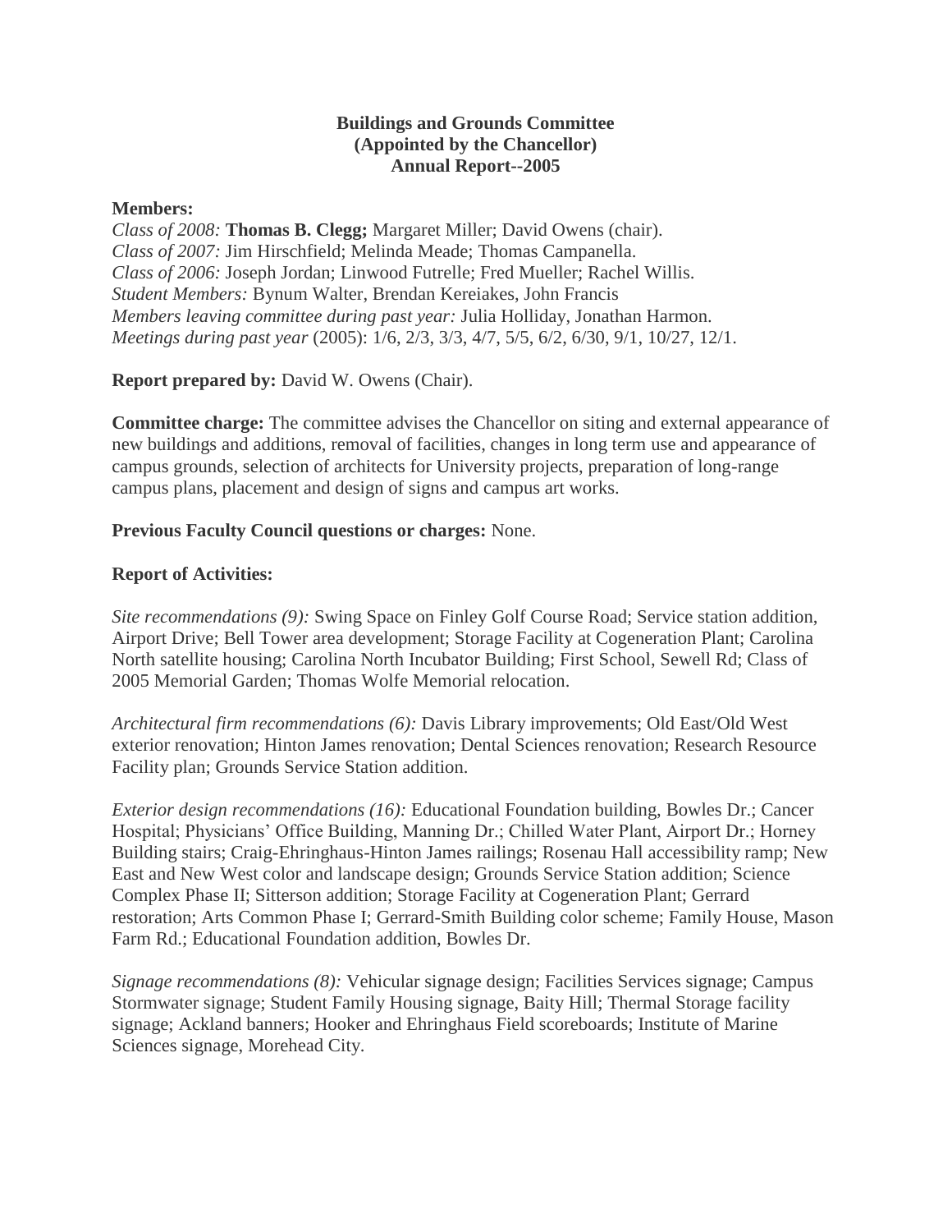**Buildings and Grounds Committee**
**(Appointed by the Chancellor)**
**Annual Report--2005**

**Members:**
*Class of 2008:* **Thomas B. Clegg;** Margaret Miller; David Owens (chair).
*Class of 2007:* Jim Hirschfield; Melinda Meade; Thomas Campanella.
*Class of 2006:* Joseph Jordan; Linwood Futrelle; Fred Mueller; Rachel Willis.
*Student Members:* Bynum Walter, Brendan Kereiakes, John Francis
*Members leaving committee during past year:* Julia Holliday, Jonathan Harmon.
*Meetings during past year* (2005): 1/6, 2/3, 3/3, 4/7, 5/5, 6/2, 6/30, 9/1, 10/27, 12/1.

**Report prepared by:** David W. Owens (Chair).

**Committee charge:** The committee advises the Chancellor on siting and external appearance of new buildings and additions, removal of facilities, changes in long term use and appearance of campus grounds, selection of architects for University projects, preparation of long-range campus plans, placement and design of signs and campus art works.

**Previous Faculty Council questions or charges:** None.

**Report of Activities:**

*Site recommendations (9):* Swing Space on Finley Golf Course Road; Service station addition, Airport Drive; Bell Tower area development; Storage Facility at Cogeneration Plant; Carolina North satellite housing; Carolina North Incubator Building; First School, Sewell Rd; Class of 2005 Memorial Garden; Thomas Wolfe Memorial relocation.

*Architectural firm recommendations (6):* Davis Library improvements; Old East/Old West exterior renovation; Hinton James renovation; Dental Sciences renovation; Research Resource Facility plan; Grounds Service Station addition.

*Exterior design recommendations (16):* Educational Foundation building, Bowles Dr.; Cancer Hospital; Physicians' Office Building, Manning Dr.; Chilled Water Plant, Airport Dr.; Horney Building stairs; Craig-Ehringhaus-Hinton James railings; Rosenau Hall accessibility ramp; New East and New West color and landscape design; Grounds Service Station addition; Science Complex Phase II; Sitterson addition; Storage Facility at Cogeneration Plant; Gerrard restoration; Arts Common Phase I; Gerrard-Smith Building color scheme; Family House, Mason Farm Rd.; Educational Foundation addition, Bowles Dr.

*Signage recommendations (8):* Vehicular signage design; Facilities Services signage; Campus Stormwater signage; Student Family Housing signage, Baity Hill; Thermal Storage facility signage; Ackland banners; Hooker and Ehringhaus Field scoreboards; Institute of Marine Sciences signage, Morehead City.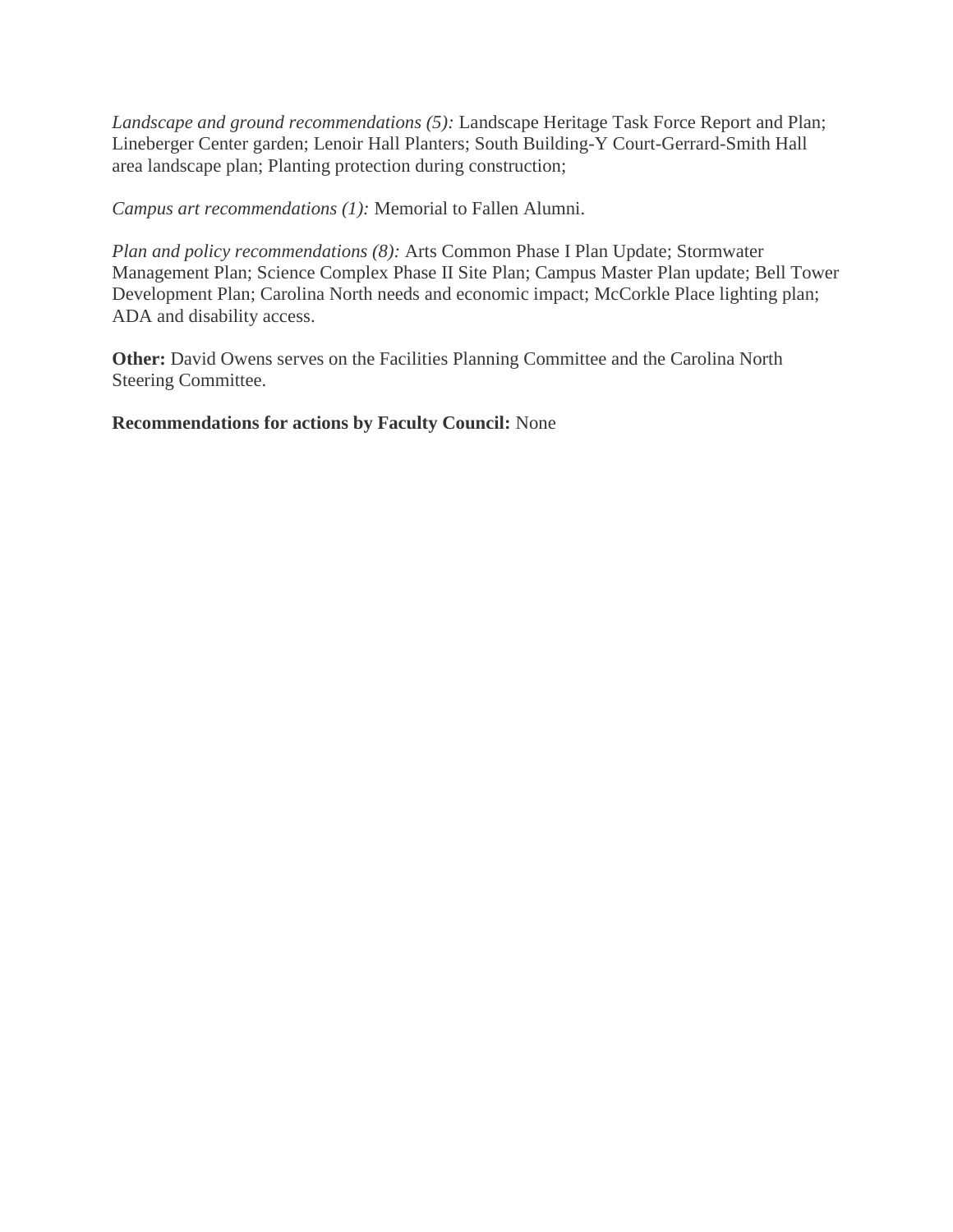*Landscape and ground recommendations (5):* Landscape Heritage Task Force Report and Plan; Lineberger Center garden; Lenoir Hall Planters; South Building-Y Court-Gerrard-Smith Hall area landscape plan; Planting protection during construction;

*Campus art recommendations (1):* Memorial to Fallen Alumni.

*Plan and policy recommendations (8):* Arts Common Phase I Plan Update; Stormwater Management Plan; Science Complex Phase II Site Plan; Campus Master Plan update; Bell Tower Development Plan; Carolina North needs and economic impact; McCorkle Place lighting plan; ADA and disability access.

**Other:** David Owens serves on the Facilities Planning Committee and the Carolina North Steering Committee.

**Recommendations for actions by Faculty Council:** None